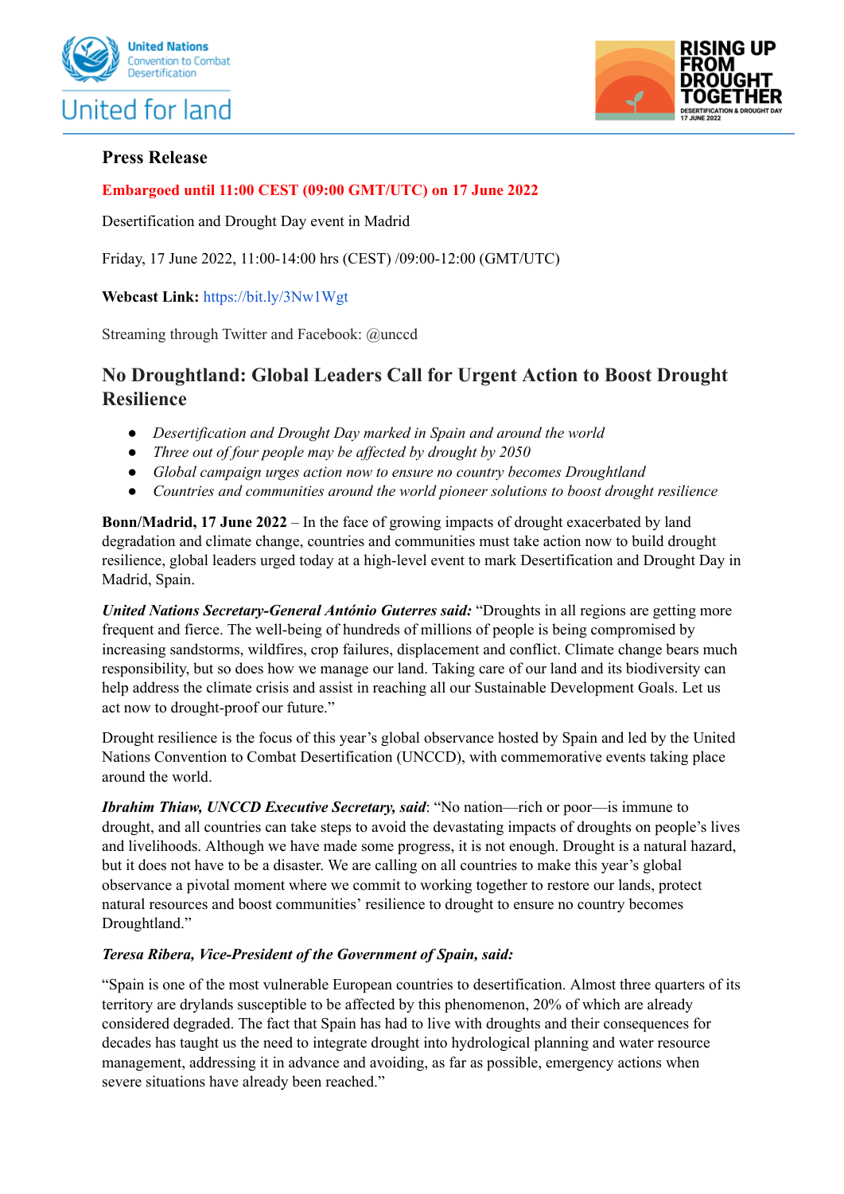**Press Release**

**Embargoed until 11:00 CEST (09:00 GMT/UTC) on 17 June 2022**

Desertification and Drought Day event in Madrid

Friday, 17 June 2022, 11:00-14:00 hrs (CEST) /09:00-12:00 (GMT/UTC)

**Webcast Link:** https://bit.ly/3Nw1Wgt

Streaming through Twitter and Facebook: @unccd

## No Droughtland: Global Leaders Call for Urgent Action to Boost Drought Resilience

- *Desertification and Drought Day marked in Spain and around the world*
- *Three out of four people may be affected by drought by 2050*
- *Global campaign urges action now to ensure no country becomes Droughtland*
- *Countries and communities around the world pioneer solutions to boost drought resilience*

**Bonn/Madrid, 17 June 2022** – In the face of growing impacts of drought exacerbated by land degradation and climate change, countries and communities must take action now to build drought resilience, global leaders urged today at a high-level event to mark Desertification and Drought Day in Madrid, Spain.

***United Nations Secretary-General António Guterres said:*** "Droughts in all regions are getting more frequent and fierce. The well-being of hundreds of millions of people is being compromised by increasing sandstorms, wildfires, crop failures, displacement and conflict. Climate change bears much responsibility, but so does how we manage our land. Taking care of our land and its biodiversity can help address the climate crisis and assist in reaching all our Sustainable Development Goals. Let us act now to drought-proof our future."

Drought resilience is the focus of this year's global observance hosted by Spain and led by the United Nations Convention to Combat Desertification (UNCCD), with commemorative events taking place around the world.

***Ibrahim Thiaw, UNCCD Executive Secretary, said***: "No nation—rich or poor—is immune to drought, and all countries can take steps to avoid the devastating impacts of droughts on people's lives and livelihoods. Although we have made some progress, it is not enough. Drought is a natural hazard, but it does not have to be a disaster. We are calling on all countries to make this year's global observance a pivotal moment where we commit to working together to restore our lands, protect natural resources and boost communities' resilience to drought to ensure no country becomes Droughtland."

***Teresa Ribera, Vice-President of the Government of Spain, said:***

"Spain is one of the most vulnerable European countries to desertification. Almost three quarters of its territory are drylands susceptible to be affected by this phenomenon, 20% of which are already considered degraded. The fact that Spain has had to live with droughts and their consequences for decades has taught us the need to integrate drought into hydrological planning and water resource management, addressing it in advance and avoiding, as far as possible, emergency actions when severe situations have already been reached."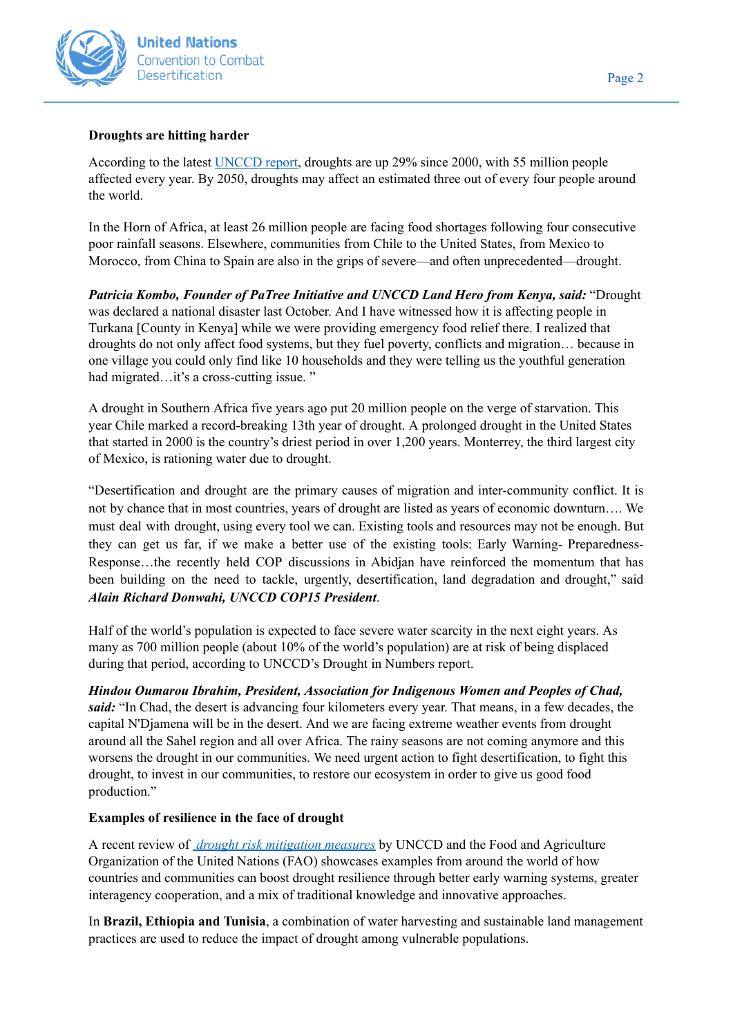**Droughts are hitting harder**

According to the latest [UNCCD report](), droughts are up 29% since 2000, with 55 million people affected every year. By 2050, droughts may affect an estimated three out of every four people around the world.

In the Horn of Africa, at least 26 million people are facing food shortages following four consecutive poor rainfall seasons. Elsewhere, communities from Chile to the United States, from Mexico to Morocco, from China to Spain are also in the grips of severe—and often unprecedented—drought.

***Patricia Kombo, Founder of PaTree Initiative and UNCCD Land Hero from Kenya, said:*** "Drought was declared a national disaster last October. And I have witnessed how it is affecting people in Turkana [County in Kenya] while we were providing emergency food relief there. I realized that droughts do not only affect food systems, but they fuel poverty, conflicts and migration… because in one village you could only find like 10 households and they were telling us the youthful generation had migrated…it's a cross-cutting issue. "

A drought in Southern Africa five years ago put 20 million people on the verge of starvation. This year Chile marked a record-breaking 13th year of drought. A prolonged drought in the United States that started in 2000 is the country's driest period in over 1,200 years. Monterrey, the third largest city of Mexico, is rationing water due to drought.

"Desertification and drought are the primary causes of migration and inter-community conflict. It is not by chance that in most countries, years of drought are listed as years of economic downturn…. We must deal with drought, using every tool we can. Existing tools and resources may not be enough. But they can get us far, if we make a better use of the existing tools: Early Warning- Preparedness- Response…the recently held COP discussions in Abidjan have reinforced the momentum that has been building on the need to tackle, urgently, desertification, land degradation and drought," said ***Alain Richard Donwahi, UNCCD COP15 President***.

Half of the world's population is expected to face severe water scarcity in the next eight years. As many as 700 million people (about 10% of the world's population) are at risk of being displaced during that period, according to UNCCD's Drought in Numbers report.

***Hindou Oumarou Ibrahim, President, Association for Indigenous Women and Peoples of Chad, said:*** "In Chad, the desert is advancing four kilometers every year. That means, in a few decades, the capital N'Djamena will be in the desert. And we are facing extreme weather events from drought around all the Sahel region and all over Africa. The rainy seasons are not coming anymore and this worsens the drought in our communities. We need urgent action to fight desertification, to fight this drought, to invest in our communities, to restore our ecosystem in order to give us good food production."

**Examples of resilience in the face of drought**

A recent review of [*drought risk mitigation measures*]() by UNCCD and the Food and Agriculture Organization of the United Nations (FAO) showcases examples from around the world of how countries and communities can boost drought resilience through better early warning systems, greater interagency cooperation, and a mix of traditional knowledge and innovative approaches.

In **Brazil, Ethiopia and Tunisia**, a combination of water harvesting and sustainable land management practices are used to reduce the impact of drought among vulnerable populations.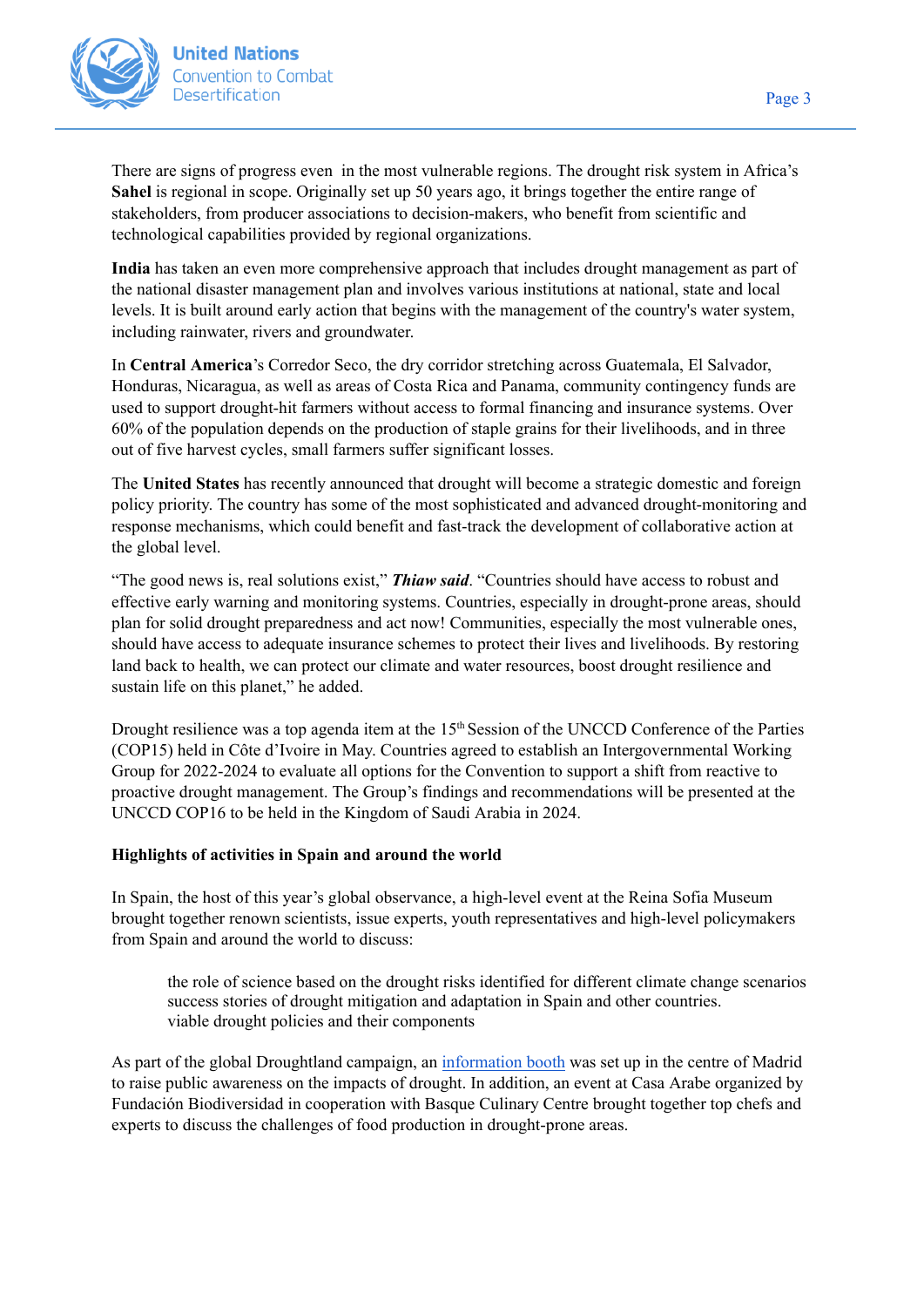There are signs of progress even in the most vulnerable regions. The drought risk system in Africa's **Sahel** is regional in scope. Originally set up 50 years ago, it brings together the entire range of stakeholders, from producer associations to decision-makers, who benefit from scientific and technological capabilities provided by regional organizations.

**India** has taken an even more comprehensive approach that includes drought management as part of the national disaster management plan and involves various institutions at national, state and local levels. It is built around early action that begins with the management of the country's water system, including rainwater, rivers and groundwater.

In **Central America**'s Corredor Seco, the dry corridor stretching across Guatemala, El Salvador, Honduras, Nicaragua, as well as areas of Costa Rica and Panama, community contingency funds are used to support drought-hit farmers without access to formal financing and insurance systems. Over 60% of the population depends on the production of staple grains for their livelihoods, and in three out of five harvest cycles, small farmers suffer significant losses.

The **United States** has recently announced that drought will become a strategic domestic and foreign policy priority. The country has some of the most sophisticated and advanced drought-monitoring and response mechanisms, which could benefit and fast-track the development of collaborative action at the global level.

"The good news is, real solutions exist," ***Thiaw said***. "Countries should have access to robust and effective early warning and monitoring systems. Countries, especially in drought-prone areas, should plan for solid drought preparedness and act now! Communities, especially the most vulnerable ones, should have access to adequate insurance schemes to protect their lives and livelihoods. By restoring land back to health, we can protect our climate and water resources, boost drought resilience and sustain life on this planet," he added.

Drought resilience was a top agenda item at the 15th Session of the UNCCD Conference of the Parties (COP15) held in Côte d'Ivoire in May. Countries agreed to establish an Intergovernmental Working Group for 2022-2024 to evaluate all options for the Convention to support a shift from reactive to proactive drought management. The Group's findings and recommendations will be presented at the UNCCD COP16 to be held in the Kingdom of Saudi Arabia in 2024.

**Highlights of activities in Spain and around the world**

In Spain, the host of this year's global observance, a high-level event at the Reina Sofia Museum brought together renown scientists, issue experts, youth representatives and high-level policymakers from Spain and around the world to discuss:

- the role of science based on the drought risks identified for different climate change scenarios
- success stories of drought mitigation and adaptation in Spain and other countries.
- viable drought policies and their components

As part of the global Droughtland campaign, an information booth was set up in the centre of Madrid to raise public awareness on the impacts of drought. In addition, an event at Casa Arabe organized by Fundación Biodiversidad in cooperation with Basque Culinary Centre brought together top chefs and experts to discuss the challenges of food production in drought-prone areas.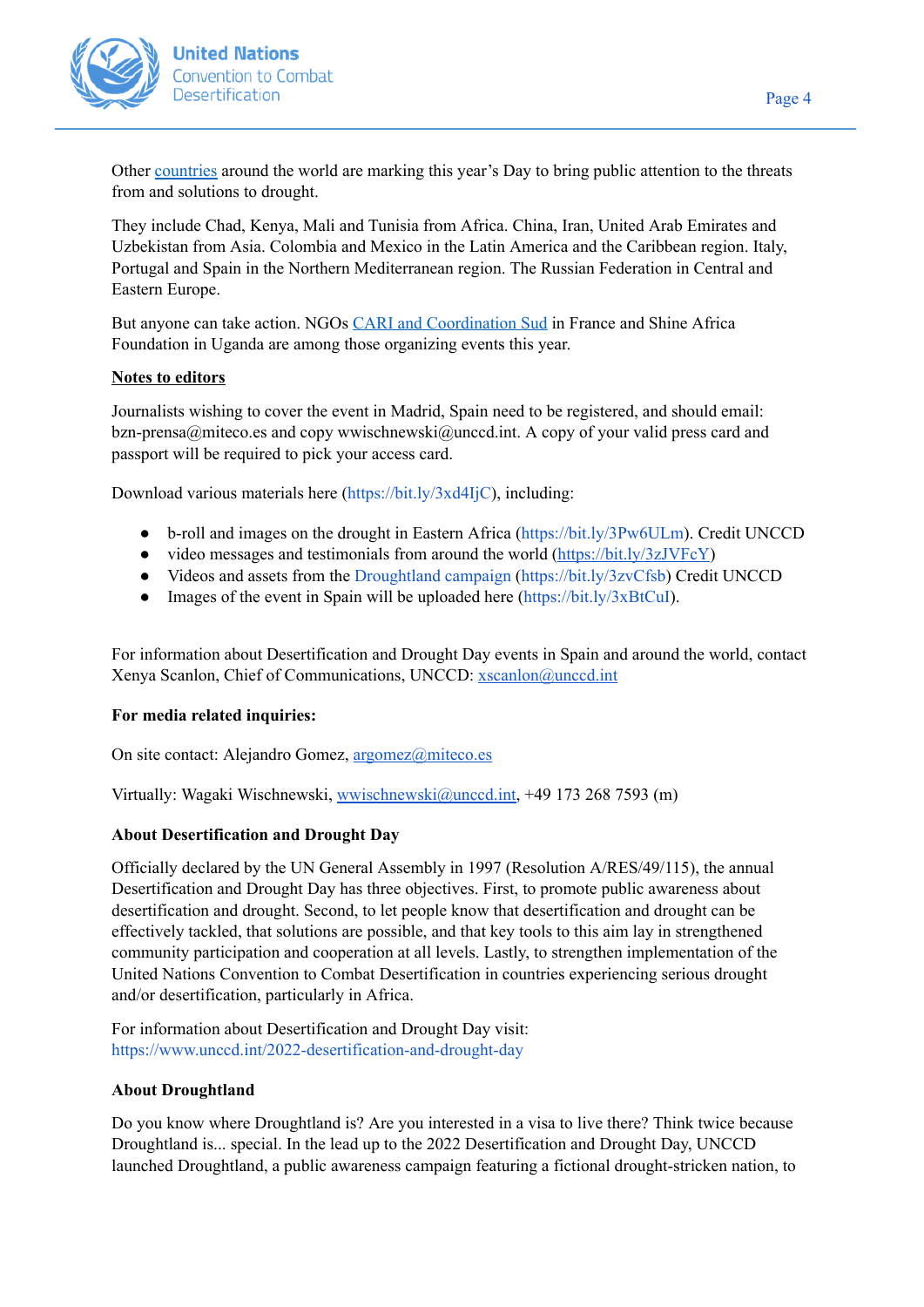Other countries around the world are marking this year's Day to bring public attention to the threats from and solutions to drought.

They include Chad, Kenya, Mali and Tunisia from Africa. China, Iran, United Arab Emirates and Uzbekistan from Asia. Colombia and Mexico in the Latin America and the Caribbean region. Italy, Portugal and Spain in the Northern Mediterranean region. The Russian Federation in Central and Eastern Europe.

But anyone can take action. NGOs CARI and Coordination Sud in France and Shine Africa Foundation in Uganda are among those organizing events this year.

**Notes to editors**

Journalists wishing to cover the event in Madrid, Spain need to be registered, and should email: bzn-prensa@miteco.es and copy wwischnewski@unccd.int. A copy of your valid press card and passport will be required to pick your access card.

Download various materials here (https://bit.ly/3xd4IjC), including:

- b-roll and images on the drought in Eastern Africa (https://bit.ly/3Pw6ULm). Credit UNCCD
- video messages and testimonials from around the world (https://bit.ly/3zJVFcY)
- Videos and assets from the Droughtland campaign (https://bit.ly/3zvCfsb) Credit UNCCD
- Images of the event in Spain will be uploaded here (https://bit.ly/3xBtCuI).

For information about Desertification and Drought Day events in Spain and around the world, contact Xenya Scanlon, Chief of Communications, UNCCD: xscanlon@unccd.int

**For media related inquiries:**

On site contact: Alejandro Gomez, argomez@miteco.es

Virtually: Wagaki Wischnewski, wwischnewski@unccd.int, +49 173 268 7593 (m)

**About Desertification and Drought Day**

Officially declared by the UN General Assembly in 1997 (Resolution A/RES/49/115), the annual Desertification and Drought Day has three objectives. First, to promote public awareness about desertification and drought. Second, to let people know that desertification and drought can be effectively tackled, that solutions are possible, and that key tools to this aim lay in strengthened community participation and cooperation at all levels. Lastly, to strengthen implementation of the United Nations Convention to Combat Desertification in countries experiencing serious drought and/or desertification, particularly in Africa.

For information about Desertification and Drought Day visit: https://www.unccd.int/2022-desertification-and-drought-day

**About Droughtland**

Do you know where Droughtland is? Are you interested in a visa to live there? Think twice because Droughtland is... special. In the lead up to the 2022 Desertification and Drought Day, UNCCD launched Droughtland, a public awareness campaign featuring a fictional drought-stricken nation, to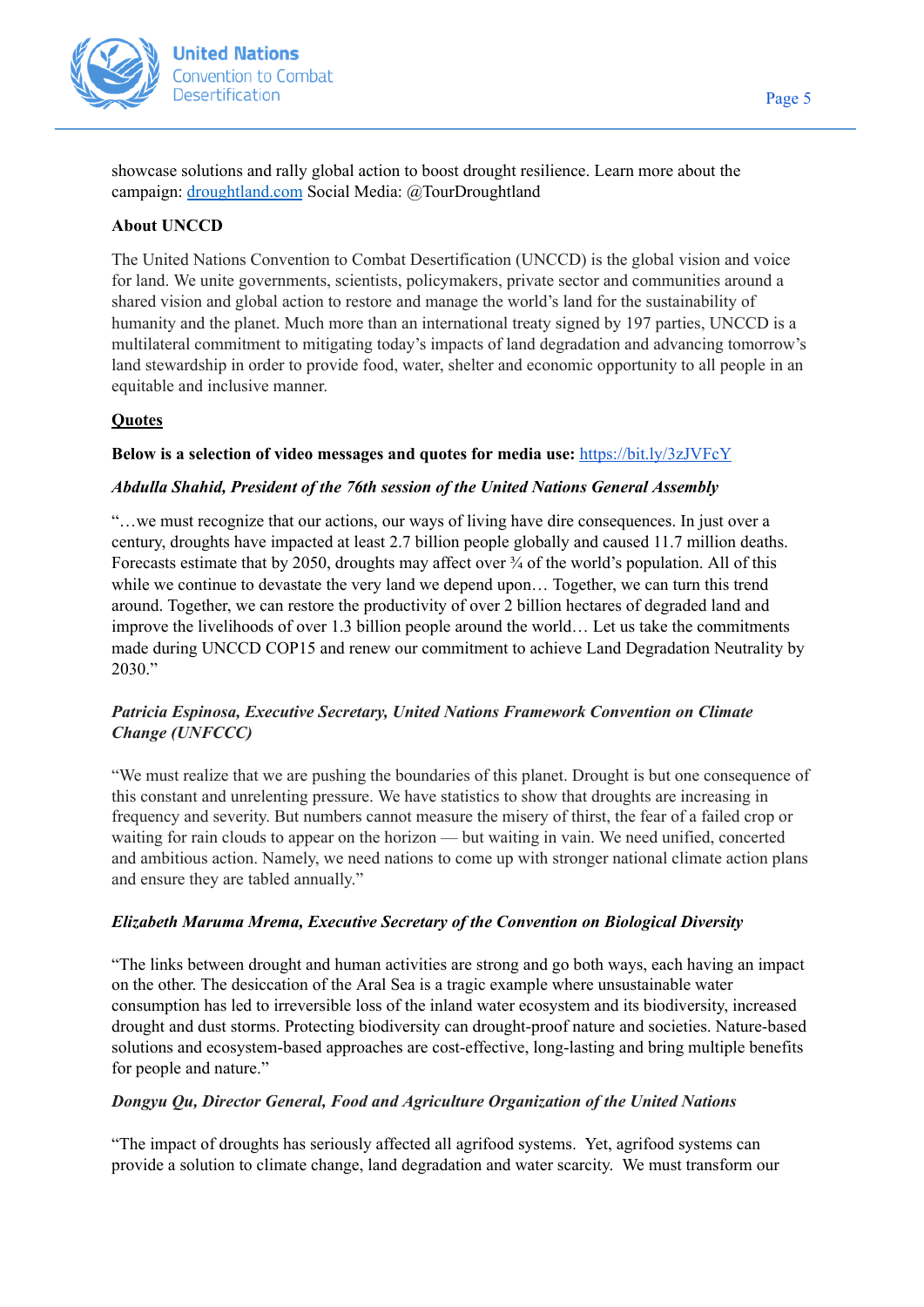showcase solutions and rally global action to boost drought resilience. Learn more about the campaign: [droughtland.com](droughtland.com) Social Media: @TourDroughtland

**About UNCCD**

The United Nations Convention to Combat Desertification (UNCCD) is the global vision and voice for land. We unite governments, scientists, policymakers, private sector and communities around a shared vision and global action to restore and manage the world's land for the sustainability of humanity and the planet. Much more than an international treaty signed by 197 parties, UNCCD is a multilateral commitment to mitigating today's impacts of land degradation and advancing tomorrow's land stewardship in order to provide food, water, shelter and economic opportunity to all people in an equitable and inclusive manner.

**Quotes**

**Below is a selection of video messages and quotes for media use:** [https://bit.ly/3zJVFcY](https://bit.ly/3zJVFcY)

***Abdulla Shahid, President of the 76th session of the United Nations General Assembly***

"…we must recognize that our actions, our ways of living have dire consequences. In just over a century, droughts have impacted at least 2.7 billion people globally and caused 11.7 million deaths. Forecasts estimate that by 2050, droughts may affect over ¾ of the world's population. All of this while we continue to devastate the very land we depend upon… Together, we can turn this trend around. Together, we can restore the productivity of over 2 billion hectares of degraded land and improve the livelihoods of over 1.3 billion people around the world… Let us take the commitments made during UNCCD COP15 and renew our commitment to achieve Land Degradation Neutrality by 2030."

***Patricia Espinosa, Executive Secretary, United Nations Framework Convention on Climate Change (UNFCCC)***

"We must realize that we are pushing the boundaries of this planet. Drought is but one consequence of this constant and unrelenting pressure. We have statistics to show that droughts are increasing in frequency and severity. But numbers cannot measure the misery of thirst, the fear of a failed crop or waiting for rain clouds to appear on the horizon — but waiting in vain. We need unified, concerted and ambitious action. Namely, we need nations to come up with stronger national climate action plans and ensure they are tabled annually."

***Elizabeth Maruma Mrema, Executive Secretary of the Convention on Biological Diversity***

"The links between drought and human activities are strong and go both ways, each having an impact on the other. The desiccation of the Aral Sea is a tragic example where unsustainable water consumption has led to irreversible loss of the inland water ecosystem and its biodiversity, increased drought and dust storms. Protecting biodiversity can drought-proof nature and societies. Nature-based solutions and ecosystem-based approaches are cost-effective, long-lasting and bring multiple benefits for people and nature."

***Dongyu Qu, Director General, Food and Agriculture Organization of the United Nations***

"The impact of droughts has seriously affected all agrifood systems. Yet, agrifood systems can provide a solution to climate change, land degradation and water scarcity. We must transform our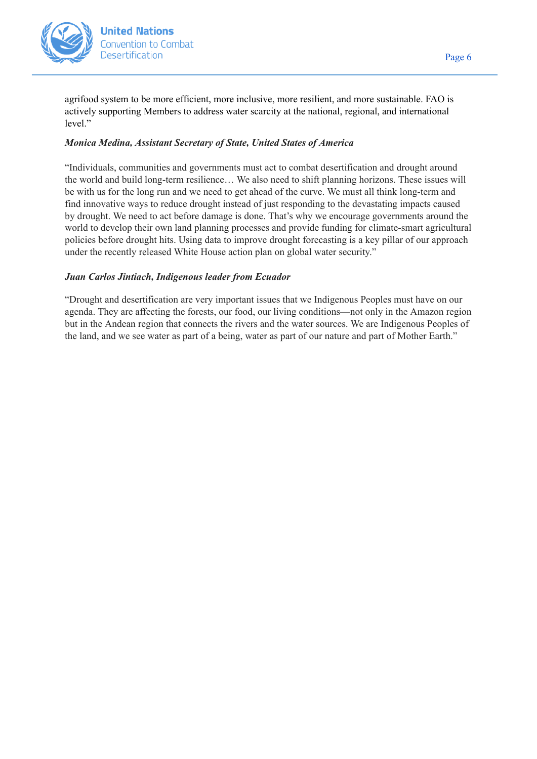agrifood system to be more efficient, more inclusive, more resilient, and more sustainable. FAO is actively supporting Members to address water scarcity at the national, regional, and international level."

***Monica Medina, Assistant Secretary of State, United States of America***

"Individuals, communities and governments must act to combat desertification and drought around the world and build long-term resilience… We also need to shift planning horizons. These issues will be with us for the long run and we need to get ahead of the curve. We must all think long-term and find innovative ways to reduce drought instead of just responding to the devastating impacts caused by drought. We need to act before damage is done. That's why we encourage governments around the world to develop their own land planning processes and provide funding for climate-smart agricultural policies before drought hits. Using data to improve drought forecasting is a key pillar of our approach under the recently released White House action plan on global water security."

***Juan Carlos Jintiach, Indigenous leader from Ecuador***

"Drought and desertification are very important issues that we Indigenous Peoples must have on our agenda. They are affecting the forests, our food, our living conditions—not only in the Amazon region but in the Andean region that connects the rivers and the water sources. We are Indigenous Peoples of the land, and we see water as part of a being, water as part of our nature and part of Mother Earth."